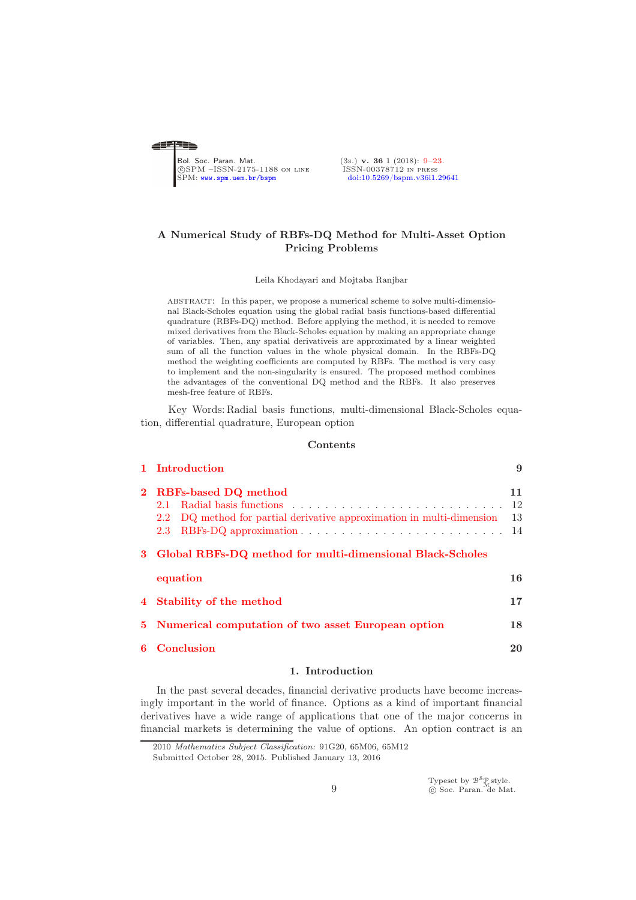# A Numerical Study of RBFs-DQ Method for Multi-Asset Option Pricing Problems

Leila Khodayari and Mojtaba Ranjbar

ABSTRACT: In this paper, we propose a numerical scheme to solve multi-dimensional Black-Scholes equation using the global radial basis functions-based differential quadrature (RBFs-DQ) method. Before applying the method, it is needed to remove mixed derivatives from the Black-Scholes equation by making an appropriate change of variables. Then, any spatial derivativeis are approximated by a linear weighted sum of all the function values in the whole physical domain. In the RBFs-DQ method the weighting coefficients are computed by RBFs. The method is very easy to implement and the non-singularity is ensured. The proposed method combines the advantages of the conventional DQ method and the RBFs. It also preserves mesh-free feature of RBFs.

Key Words: Radial basis functions, multi-dimensional Black-Scholes equation, differential quadrature, European option

## Contents

1 Introduction 9

2 RBFs-based DQ method 11
- 2.1 Radial basis functions 12
- 2.2 DQ method for partial derivative approximation in multi-dimension 13
- 2.3 RBFs-DQ approximation 14

3 Global RBFs-DQ method for multi-dimensional Black-Scholes equation 16

4 Stability of the method 17

5 Numerical computation of two asset European option 18

6 Conclusion 20

## 1. Introduction

In the past several decades, financial derivative products have become increasingly important in the world of finance. Options as a kind of important financial derivatives have a wide range of applications that one of the major concerns in financial markets is determining the value of options. An option contract is an

2010 *Mathematics Subject Classification:* 91G20, 65M06, 65M12

Submitted October 28, 2015. Published January 13, 2016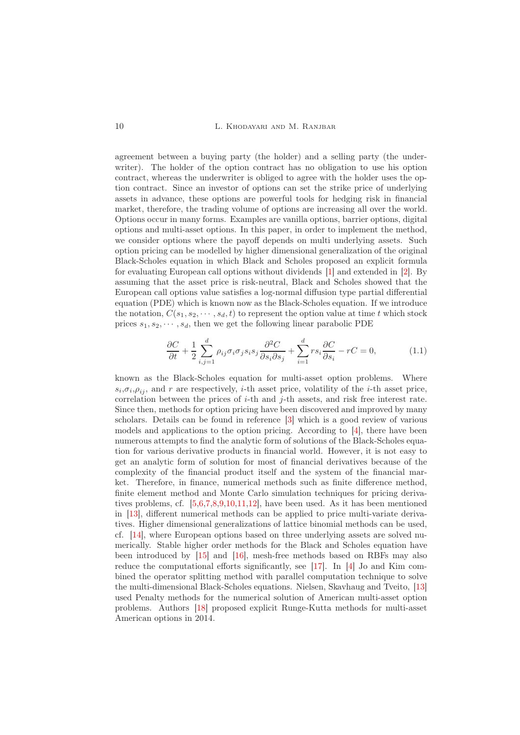agreement between a buying party (the holder) and a selling party (the underwriter). The holder of the option contract has no obligation to use his option contract, whereas the underwriter is obliged to agree with the holder uses the option contract. Since an investor of options can set the strike price of underlying assets in advance, these options are powerful tools for hedging risk in financial market, therefore, the trading volume of options are increasing all over the world. Options occur in many forms. Examples are vanilla options, barrier options, digital options and multi-asset options. In this paper, in order to implement the method, we consider options where the payoff depends on multi underlying assets. Such option pricing can be modelled by higher dimensional generalization of the original Black-Scholes equation in which Black and Scholes proposed an explicit formula for evaluating European call options without dividends [1] and extended in [2]. By assuming that the asset price is risk-neutral, Black and Scholes showed that the European call options value satisfies a log-normal diffusion type partial differential equation (PDE) which is known now as the Black-Scholes equation. If we introduce the notation, $C(s_1, s_2, \cdots, s_d, t)$ to represent the option value at time $t$ which stock prices $s_1, s_2, \cdots, s_d$, then we get the following linear parabolic PDE

$$\frac{\partial C}{\partial t} + \frac{1}{2}\sum_{i,j=1}^{d} \rho_{ij}\sigma_i\sigma_j s_i s_j \frac{\partial^2 C}{\partial s_i \partial s_j} + \sum_{i=1}^{d} r s_i \frac{\partial C}{\partial s_i} - rC = 0, \tag{1.1}$$

known as the Black-Scholes equation for multi-asset option problems. Where $s_i$,$\sigma_i$,$\rho_{ij}$, and $r$ are respectively, $i$-th asset price, volatility of the $i$-th asset price, correlation between the prices of $i$-th and $j$-th assets, and risk free interest rate. Since then, methods for option pricing have been discovered and improved by many scholars. Details can be found in reference [3] which is a good review of various models and applications to the option pricing. According to [4], there have been numerous attempts to find the analytic form of solutions of the Black-Scholes equation for various derivative products in financial world. However, it is not easy to get an analytic form of solution for most of financial derivatives because of the complexity of the financial product itself and the system of the financial market. Therefore, in finance, numerical methods such as finite difference method, finite element method and Monte Carlo simulation techniques for pricing derivatives problems, cf. [5,6,7,8,9,10,11,12], have been used. As it has been mentioned in [13], different numerical methods can be applied to price multi-variate derivatives. Higher dimensional generalizations of lattice binomial methods can be used, cf. [14], where European options based on three underlying assets are solved numerically. Stable higher order methods for the Black and Scholes equation have been introduced by [15] and [16], mesh-free methods based on RBFs may also reduce the computational efforts significantly, see [17]. In [4] Jo and Kim combined the operator splitting method with parallel computation technique to solve the multi-dimensional Black-Scholes equations. Nielsen, Skavhaug and Tveito, [13] used Penalty methods for the numerical solution of American multi-asset option problems. Authors [18] proposed explicit Runge-Kutta methods for multi-asset American options in 2014.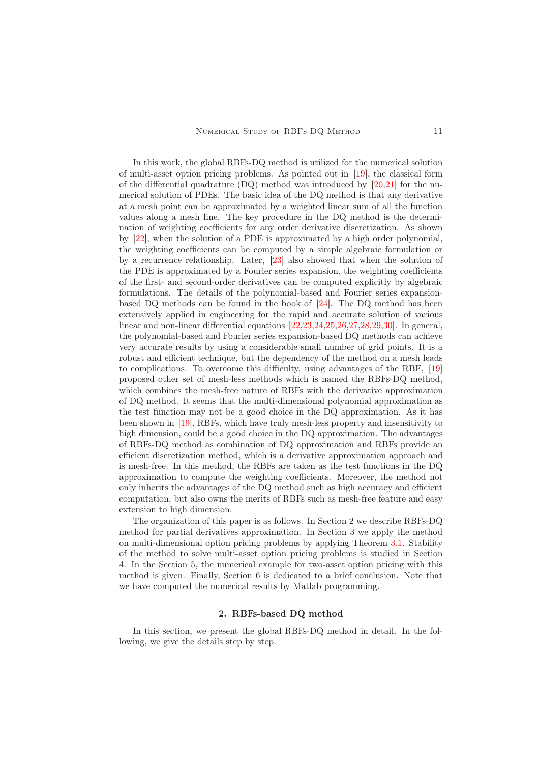In this work, the global RBFs-DQ method is utilized for the numerical solution of multi-asset option pricing problems. As pointed out in [19], the classical form of the differential quadrature (DQ) method was introduced by [20,21] for the numerical solution of PDEs. The basic idea of the DQ method is that any derivative at a mesh point can be approximated by a weighted linear sum of all the function values along a mesh line. The key procedure in the DQ method is the determination of weighting coefficients for any order derivative discretization. As shown by [22], when the solution of a PDE is approximated by a high order polynomial, the weighting coefficients can be computed by a simple algebraic formulation or by a recurrence relationship. Later, [23] also showed that when the solution of the PDE is approximated by a Fourier series expansion, the weighting coefficients of the first- and second-order derivatives can be computed explicitly by algebraic formulations. The details of the polynomial-based and Fourier series expansion-based DQ methods can be found in the book of [24]. The DQ method has been extensively applied in engineering for the rapid and accurate solution of various linear and non-linear differential equations [22,23,24,25,26,27,28,29,30]. In general, the polynomial-based and Fourier series expansion-based DQ methods can achieve very accurate results by using a considerable small number of grid points. It is a robust and efficient technique, but the dependency of the method on a mesh leads to complications. To overcome this difficulty, using advantages of the RBF, [19] proposed other set of mesh-less methods which is named the RBFs-DQ method, which combines the mesh-free nature of RBFs with the derivative approximation of DQ method. It seems that the multi-dimensional polynomial approximation as the test function may not be a good choice in the DQ approximation. As it has been shown in [19], RBFs, which have truly mesh-less property and insensitivity to high dimension, could be a good choice in the DQ approximation. The advantages of RBFs-DQ method as combination of DQ approximation and RBFs provide an efficient discretization method, which is a derivative approximation approach and is mesh-free. In this method, the RBFs are taken as the test functions in the DQ approximation to compute the weighting coefficients. Moreover, the method not only inherits the advantages of the DQ method such as high accuracy and efficient computation, but also owns the merits of RBFs such as mesh-free feature and easy extension to high dimension.

The organization of this paper is as follows. In Section 2 we describe RBFs-DQ method for partial derivatives approximation. In Section 3 we apply the method on multi-dimensional option pricing problems by applying Theorem 3.1. Stability of the method to solve multi-asset option pricing problems is studied in Section 4. In the Section 5, the numerical example for two-asset option pricing with this method is given. Finally, Section 6 is dedicated to a brief conclusion. Note that we have computed the numerical results by Matlab programming.

## 2. RBFs-based DQ method

In this section, we present the global RBFs-DQ method in detail. In the following, we give the details step by step.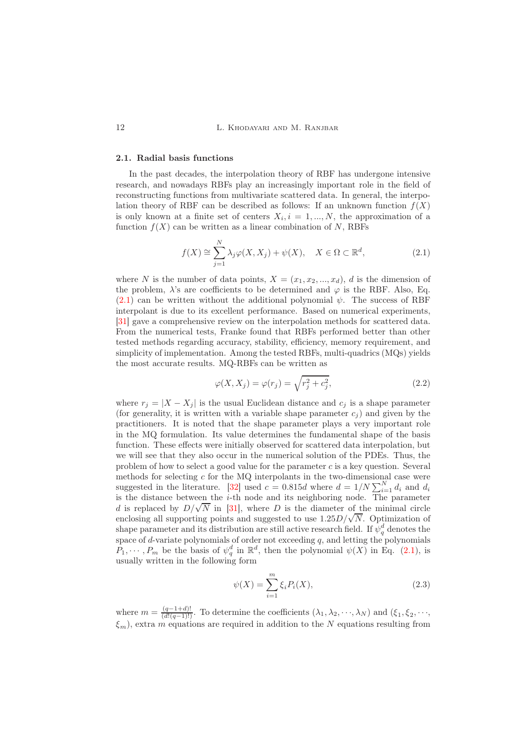### 2.1. Radial basis functions

In the past decades, the interpolation theory of RBF has undergone intensive research, and nowadays RBFs play an increasingly important role in the field of reconstructing functions from multivariate scattered data. In general, the interpolation theory of RBF can be described as follows: If an unknown function $f(X)$ is only known at a finite set of centers $X_i, i = 1, ..., N$, the approximation of a function $f(X)$ can be written as a linear combination of $N$, RBFs

$$f(X) \cong \sum_{j=1}^{N} \lambda_j \varphi(X, X_j) + \psi(X), \quad X \in \Omega \subset \mathbb{R}^d, \tag{2.1}$$

where $N$ is the number of data points, $X = (x_1, x_2, ..., x_d)$, $d$ is the dimension of the problem, $\lambda$'s are coefficients to be determined and $\varphi$ is the RBF. Also, Eq. (2.1) can be written without the additional polynomial $\psi$. The success of RBF interpolant is due to its excellent performance. Based on numerical experiments, [31] gave a comprehensive review on the interpolation methods for scattered data. From the numerical tests, Franke found that RBFs performed better than other tested methods regarding accuracy, stability, efficiency, memory requirement, and simplicity of implementation. Among the tested RBFs, multi-quadrics (MQs) yields the most accurate results. MQ-RBFs can be written as

$$\varphi(X, X_j) = \varphi(r_j) = \sqrt{r_j^2 + c_j^2}, \tag{2.2}$$

where $r_j = |X - X_j|$ is the usual Euclidean distance and $c_j$ is a shape parameter (for generality, it is written with a variable shape parameter $c_j$) and given by the practitioners. It is noted that the shape parameter plays a very important role in the MQ formulation. Its value determines the fundamental shape of the basis function. These effects were initially observed for scattered data interpolation, but we will see that they also occur in the numerical solution of the PDEs. Thus, the problem of how to select a good value for the parameter $c$ is a key question. Several methods for selecting $c$ for the MQ interpolants in the two-dimensional case were suggested in the literature. [32] used $c = 0.815d$ where $d = 1/N \sum_{i=1}^{N} d_i$ and $d_i$ is the distance between the $i$-th node and its neighboring node. The parameter $d$ is replaced by $D/\sqrt{N}$ in [31], where $D$ is the diameter of the minimal circle enclosing all supporting points and suggested to use $1.25D/\sqrt{N}$. Optimization of shape parameter and its distribution are still active research field. If $\psi_q^d$ denotes the space of $d$-variate polynomials of order not exceeding $q$, and letting the polynomials $P_1, \cdots, P_m$ be the basis of $\psi_q^d$ in $\mathbb{R}^d$, then the polynomial $\psi(X)$ in Eq. (2.1), is usually written in the following form

$$\psi(X) = \sum_{i=1}^{m} \xi_i P_i(X), \tag{2.3}$$

where $m = \frac{(q-1+d)!}{(d!(q-1)!)}$. To determine the coefficients $(\lambda_1, \lambda_2, \cdots, \lambda_N)$ and $(\xi_1, \xi_2, \cdots, \xi_m)$, extra $m$ equations are required in addition to the $N$ equations resulting from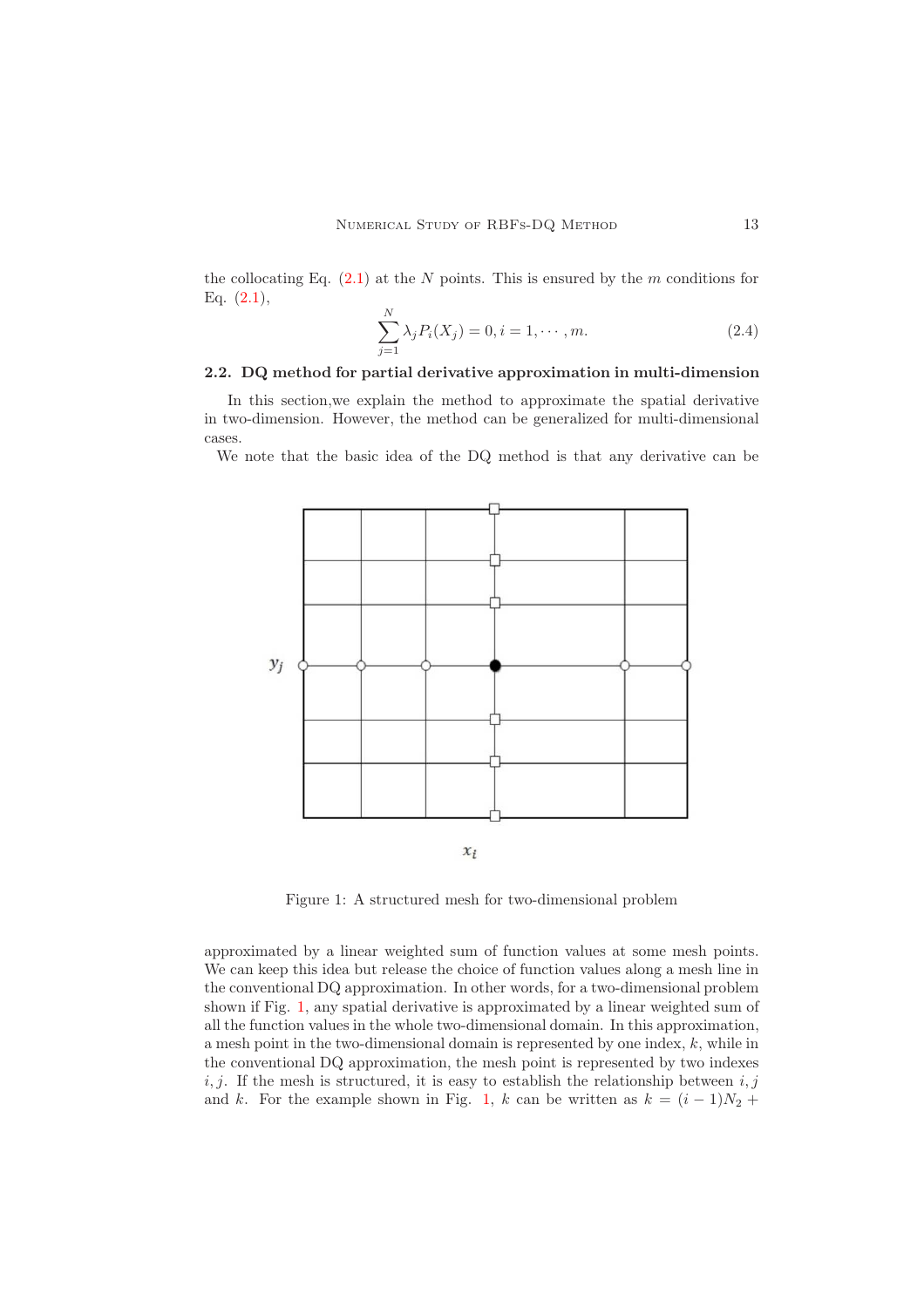the collocating Eq. (2.1) at the $N$ points. This is ensured by the $m$ conditions for Eq. (2.1),

$$\sum_{j=1}^{N} \lambda_j P_i(X_j) = 0, i = 1, \cdots, m. \tag{2.4}$$

### 2.2. DQ method for partial derivative approximation in multi-dimension

In this section,we explain the method to approximate the spatial derivative in two-dimension. However, the method can be generalized for multi-dimensional cases.

We note that the basic idea of the DQ method is that any derivative can be approximated by a linear weighted sum of function values at some mesh points. We can keep this idea but release the choice of function values along a mesh line in the conventional DQ approximation. In other words, for a two-dimensional problem shown if Fig. 1, any spatial derivative is approximated by a linear weighted sum of all the function values in the whole two-dimensional domain. In this approximation, a mesh point in the two-dimensional domain is represented by one index, $k$, while in the conventional DQ approximation, the mesh point is represented by two indexes $i, j$. If the mesh is structured, it is easy to establish the relationship between $i, j$ and $k$. For the example shown in Fig. 1, $k$ can be written as $k = (i-1)N_2 +$

Figure 1: A structured mesh for two-dimensional problem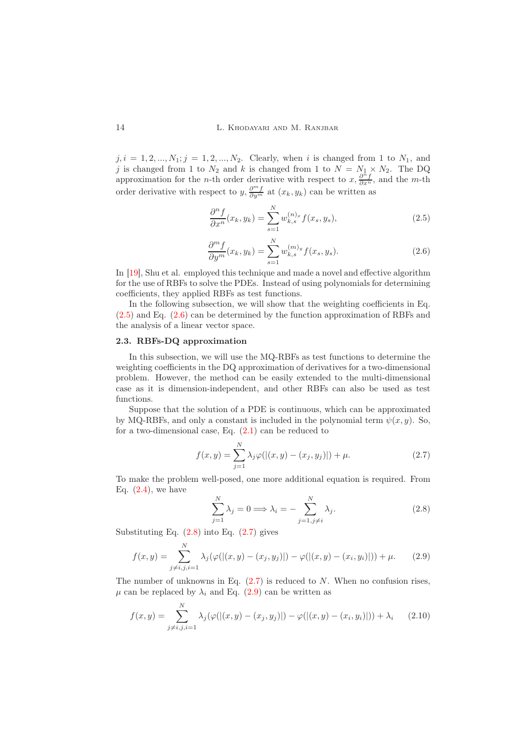$j, i = 1, 2, ..., N_1; j = 1, 2, ..., N_2$. Clearly, when $i$ is changed from 1 to $N_1$, and $j$ is changed from 1 to $N_2$ and $k$ is changed from 1 to $N = N_1 \times N_2$. The DQ approximation for the $n$-th order derivative with respect to $x$, $\frac{\partial^n f}{\partial x^n}$, and the $m$-th order derivative with respect to $y$, $\frac{\partial^m f}{\partial y^m}$ at $(x_k, y_k)$ can be written as

$$\frac{\partial^n f}{\partial x^n}(x_k, y_k) = \sum_{s=1}^{N} w_{k,s}^{(n)_x} f(x_s, y_s), \tag{2.5}$$

$$\frac{\partial^m f}{\partial y^m}(x_k, y_k) = \sum_{s=1}^{N} w_{k,s}^{(m)_y} f(x_s, y_s). \tag{2.6}$$

In [19], Shu et al. employed this technique and made a novel and effective algorithm for the use of RBFs to solve the PDEs. Instead of using polynomials for determining coefficients, they applied RBFs as test functions.

In the following subsection, we will show that the weighting coefficients in Eq. (2.5) and Eq. (2.6) can be determined by the function approximation of RBFs and the analysis of a linear vector space.

### 2.3. RBFs-DQ approximation

In this subsection, we will use the MQ-RBFs as test functions to determine the weighting coefficients in the DQ approximation of derivatives for a two-dimensional problem. However, the method can be easily extended to the multi-dimensional case as it is dimension-independent, and other RBFs can also be used as test functions.

Suppose that the solution of a PDE is continuous, which can be approximated by MQ-RBFs, and only a constant is included in the polynomial term $\psi(x, y)$. So, for a two-dimensional case, Eq. (2.1) can be reduced to

$$f(x, y) = \sum_{j=1}^{N} \lambda_j \varphi(|(x, y) - (x_j, y_j)|) + \mu. \tag{2.7}$$

To make the problem well-posed, one more additional equation is required. From Eq. (2.4), we have

$$\sum_{j=1}^{N} \lambda_j = 0 \Longrightarrow \lambda_i = -\sum_{j=1, j\neq i}^{N} \lambda_j. \tag{2.8}$$

Substituting Eq. (2.8) into Eq. (2.7) gives

$$f(x, y) = \sum_{j\neq i, j, i=1}^{N} \lambda_j(\varphi(|(x, y) - (x_j, y_j)|) - \varphi(|(x, y) - (x_i, y_i)|)) + \mu. \tag{2.9}$$

The number of unknowns in Eq. (2.7) is reduced to $N$. When no confusion rises, $\mu$ can be replaced by $\lambda_i$ and Eq. (2.9) can be written as

$$f(x, y) = \sum_{j\neq i, j, i=1}^{N} \lambda_j(\varphi(|(x, y) - (x_j, y_j)|) - \varphi(|(x, y) - (x_i, y_i)|)) + \lambda_i \tag{2.10}$$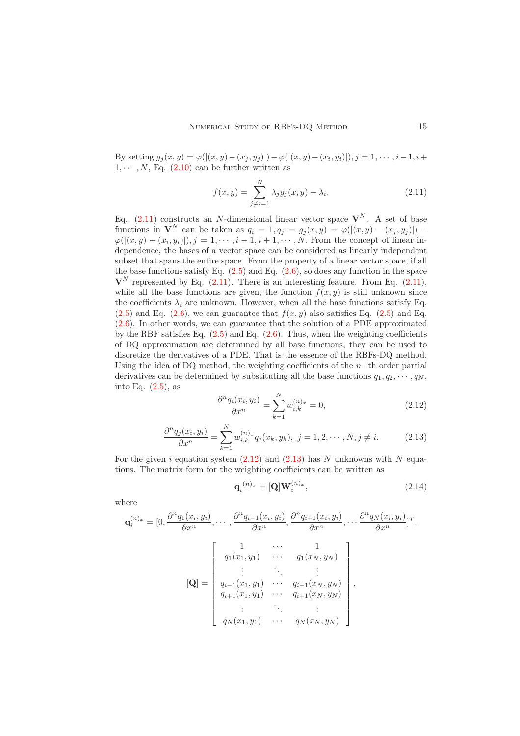By setting $g_j(x,y) = \varphi(|(x,y)-(x_j,y_j)|) - \varphi(|(x,y)-(x_i,y_i)|), j = 1,\cdots,i-1,i+1,\cdots,N$, Eq. (2.10) can be further written as

$$f(x,y) = \sum_{j\neq i=1}^{N} \lambda_j g_j(x,y) + \lambda_i. \tag{2.11}$$

Eq. (2.11) constructs an $N$-dimensional linear vector space $\mathbf{V}^N$. A set of base functions in $\mathbf{V}^N$ can be taken as $q_i = 1, q_j = g_j(x,y) = \varphi(|(x,y)-(x_j,y_j)|) - \varphi(|(x,y)-(x_i,y_i)|), j = 1,\cdots,i-1,i+1,\cdots,N$. From the concept of linear independence, the bases of a vector space can be considered as linearly independent subset that spans the entire space. From the property of a linear vector space, if all the base functions satisfy Eq. (2.5) and Eq. (2.6), so does any function in the space $\mathbf{V}^N$ represented by Eq. (2.11). There is an interesting feature. From Eq. (2.11), while all the base functions are given, the function $f(x,y)$ is still unknown since the coefficients $\lambda_i$ are unknown. However, when all the base functions satisfy Eq. (2.5) and Eq. (2.6), we can guarantee that $f(x,y)$ also satisfies Eq. (2.5) and Eq. (2.6). In other words, we can guarantee that the solution of a PDE approximated by the RBF satisfies Eq. (2.5) and Eq. (2.6). Thus, when the weighting coefficients of DQ approximation are determined by all base functions, they can be used to discretize the derivatives of a PDE. That is the essence of the RBFs-DQ method. Using the idea of DQ method, the weighting coefficients of the $n-$th order partial derivatives can be determined by substituting all the base functions $q_1, q_2, \cdots, q_N$, into Eq. (2.5), as

$$\frac{\partial^n q_i(x_i,y_i)}{\partial x^n} = \sum_{k=1}^{N} w_{i,k}^{(n)_x} = 0, \tag{2.12}$$

$$\frac{\partial^n q_j(x_i,y_i)}{\partial x^n} = \sum_{k=1}^{N} w_{i,k}^{(n)_x} q_j(x_k,y_k),\ j = 1,2,\cdots,N, j \neq i. \tag{2.13}$$

For the given $i$ equation system (2.12) and (2.13) has $N$ unknowns with $N$ equations. The matrix form for the weighting coefficients can be written as

$$\mathbf{q}_i^{(n)_x} = [\mathbf{Q}]\mathbf{W}_i^{(n)_x}, \tag{2.14}$$

where

$$\mathbf{q}_i^{(n)_x} = [0, \frac{\partial^n q_1(x_i,y_i)}{\partial x^n}, \cdots, \frac{\partial^n q_{i-1}(x_i,y_i)}{\partial x^n}, \frac{\partial^n q_{i+1}(x_i,y_i)}{\partial x^n}, \cdots \frac{\partial^n q_N(x_i,y_i)}{\partial x^n}]^T,$$

$$[\mathbf{Q}] = \begin{bmatrix} 1 & \cdots & 1 \\ q_1(x_1,y_1) & \cdots & q_1(x_N,y_N) \\ \vdots & \ddots & \vdots \\ q_{i-1}(x_1,y_1) & \cdots & q_{i-1}(x_N,y_N) \\ q_{i+1}(x_1,y_1) & \cdots & q_{i+1}(x_N,y_N) \\ \vdots & \ddots & \vdots \\ q_N(x_1,y_1) & \cdots & q_N(x_N,y_N) \end{bmatrix},$$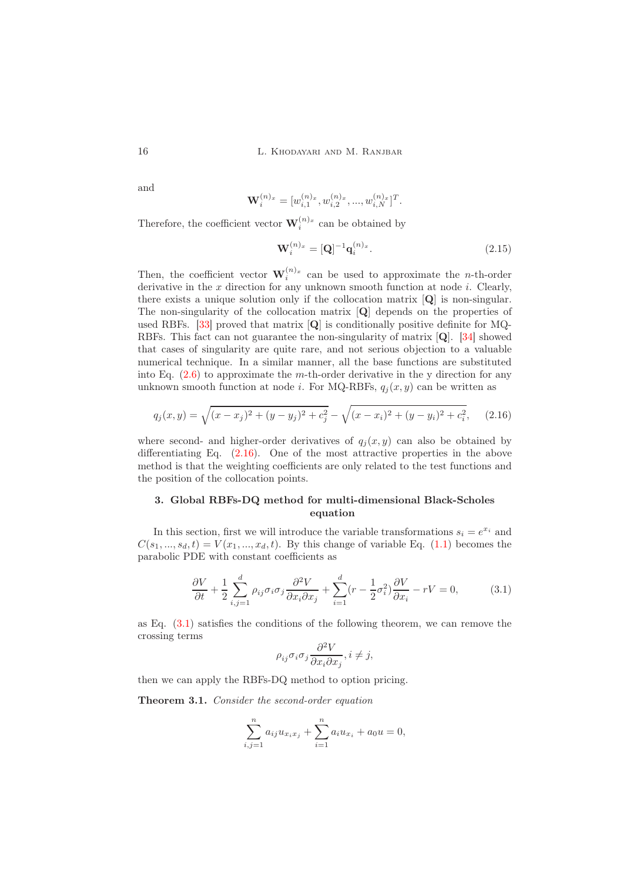and

$$\mathbf{W}_i^{(n)_x} = [w_{i,1}^{(n)_x}, w_{i,2}^{(n)_x}, ..., w_{i,N}^{(n)_x}]^T.$$

Therefore, the coefficient vector $\mathbf{W}_i^{(n)_x}$ can be obtained by

$$\mathbf{W}_i^{(n)_x} = [\mathbf{Q}]^{-1}\mathbf{q}_i^{(n)_x}. \tag{2.15}$$

Then, the coefficient vector $\mathbf{W}_i^{(n)_x}$ can be used to approximate the $n$-th-order derivative in the $x$ direction for any unknown smooth function at node $i$. Clearly, there exists a unique solution only if the collocation matrix $[\mathbf{Q}]$ is non-singular. The non-singularity of the collocation matrix $[\mathbf{Q}]$ depends on the properties of used RBFs. [33] proved that matrix $[\mathbf{Q}]$ is conditionally positive definite for MQ-RBFs. This fact can not guarantee the non-singularity of matrix $[\mathbf{Q}]$. [34] showed that cases of singularity are quite rare, and not serious objection to a valuable numerical technique. In a similar manner, all the base functions are substituted into Eq. (2.6) to approximate the $m$-th-order derivative in the y direction for any unknown smooth function at node $i$. For MQ-RBFs, $q_j(x, y)$ can be written as

$$q_j(x,y) = \sqrt{(x-x_j)^2 + (y-y_j)^2 + c_j^2} - \sqrt{(x-x_i)^2 + (y-y_i)^2 + c_i^2}, \tag{2.16}$$

where second- and higher-order derivatives of $q_j(x, y)$ can also be obtained by differentiating Eq. (2.16). One of the most attractive properties in the above method is that the weighting coefficients are only related to the test functions and the position of the collocation points.

## 3. Global RBFs-DQ method for multi-dimensional Black-Scholes equation

In this section, first we will introduce the variable transformations $s_i = e^{x_i}$ and $C(s_1, ..., s_d, t) = V(x_1, ..., x_d, t)$. By this change of variable Eq. (1.1) becomes the parabolic PDE with constant coefficients as

$$\frac{\partial V}{\partial t} + \frac{1}{2}\sum_{i,j=1}^{d} \rho_{ij}\sigma_i\sigma_j \frac{\partial^2 V}{\partial x_i \partial x_j} + \sum_{i=1}^{d}(r - \frac{1}{2}\sigma_i^2)\frac{\partial V}{\partial x_i} - rV = 0, \tag{3.1}$$

as Eq. (3.1) satisfies the conditions of the following theorem, we can remove the crossing terms

$$\rho_{ij}\sigma_i\sigma_j \frac{\partial^2 V}{\partial x_i \partial x_j}, i \neq j,$$

then we can apply the RBFs-DQ method to option pricing.

**Theorem 3.1.** *Consider the second-order equation*

$$\sum_{i,j=1}^{n} a_{ij}u_{x_i x_j} + \sum_{i=1}^{n} a_i u_{x_i} + a_0 u = 0,$$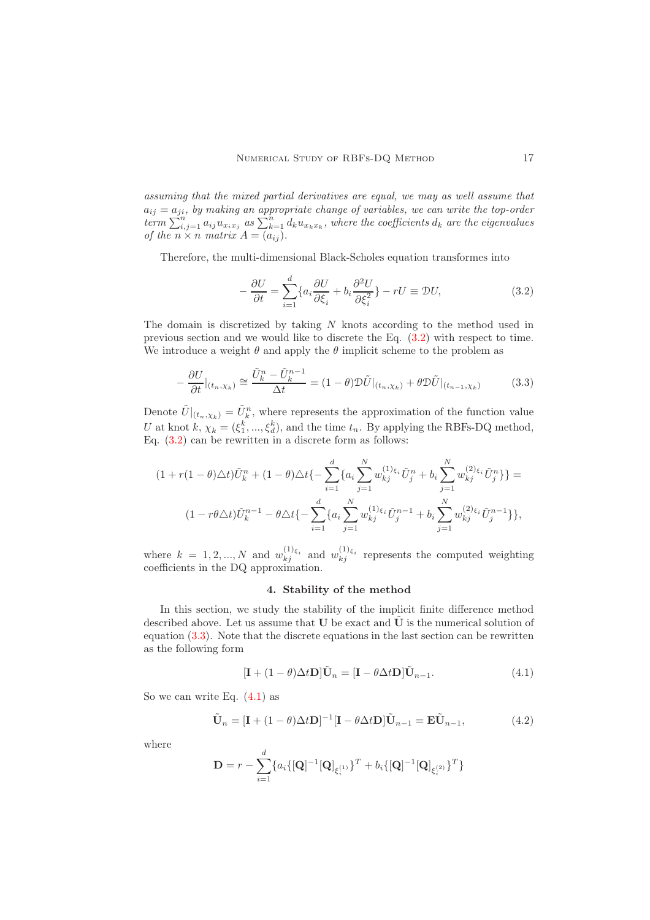*assuming that the mixed partial derivatives are equal, we may as well assume that $a_{ij} = a_{ji}$, by making an appropriate change of variables, we can write the top-order term $\sum_{i,j=1}^{n} a_{ij} u_{x_i x_j}$ as $\sum_{k=1}^{n} d_k u_{x_k x_k}$, where the coefficients $d_k$ are the eigenvalues of the $n \times n$ matrix $A = (a_{ij})$.*

Therefore, the multi-dimensional Black-Scholes equation transformes into

$$-\frac{\partial U}{\partial t} = \sum_{i=1}^{d} \{ a_i \frac{\partial U}{\partial \xi_i} + b_i \frac{\partial^2 U}{\partial \xi_i^2} \} - rU \equiv \mathcal{D}U, \tag{3.2}$$

The domain is discretized by taking $N$ knots according to the method used in previous section and we would like to discrete the Eq. (3.2) with respect to time. We introduce a weight $\theta$ and apply the $\theta$ implicit scheme to the problem as

$$-\frac{\partial U}{\partial t}|_{(t_n,\chi_k)} \cong \frac{\tilde{U}_k^n - \tilde{U}_k^{n-1}}{\Delta t} = (1-\theta)\mathcal{D}\tilde{U}|_{(t_n,\chi_k)} + \theta \mathcal{D}\tilde{U}|_{(t_{n-1},\chi_k)} \tag{3.3}$$

Denote $\tilde{U}|_{(t_n,\chi_k)} = \tilde{U}_k^n$, where represents the approximation of the function value $U$ at knot $k$, $\chi_k = (\xi_1^k, ..., \xi_d^k)$, and the time $t_n$. By applying the RBFs-DQ method, Eq. (3.2) can be rewritten in a discrete form as follows:

$$(1 + r(1-\theta)\triangle t)\tilde{U}_k^n + (1-\theta)\triangle t\{-\sum_{i=1}^{d}\{a_i \sum_{j=1}^{N} w_{kj}^{(1)\xi_i} \tilde{U}_j^n + b_i \sum_{j=1}^{N} w_{kj}^{(2)\xi_i} \tilde{U}_j^n\}\} =$$

$$(1 - r\theta\triangle t)\tilde{U}_k^{n-1} - \theta\triangle t\{-\sum_{i=1}^{d}\{a_i \sum_{j=1}^{N} w_{kj}^{(1)\xi_i} \tilde{U}_j^{n-1} + b_i \sum_{j=1}^{N} w_{kj}^{(2)\xi_i} \tilde{U}_j^{n-1}\}\},$$

where $k = 1, 2, ..., N$ and $w_{kj}^{(1)\xi_i}$ and $w_{kj}^{(1)\xi_i}$ represents the computed weighting coefficients in the DQ approximation.

## 4. Stability of the method

In this section, we study the stability of the implicit finite difference method described above. Let us assume that $\mathbf{U}$ be exact and $\tilde{\mathbf{U}}$ is the numerical solution of equation (3.3). Note that the discrete equations in the last section can be rewritten as the following form

$$[\mathbf{I} + (1-\theta)\Delta t \mathbf{D}]\tilde{\mathbf{U}}_n = [\mathbf{I} - \theta \Delta t \mathbf{D}]\tilde{\mathbf{U}}_{n-1}. \tag{4.1}$$

So we can write Eq. (4.1) as

$$\tilde{\mathbf{U}}_n = [\mathbf{I} + (1-\theta)\Delta t \mathbf{D}]^{-1}[\mathbf{I} - \theta \Delta t \mathbf{D}]\tilde{\mathbf{U}}_{n-1} = \mathbf{E}\tilde{\mathbf{U}}_{n-1}, \tag{4.2}$$

where

$$\mathbf{D} = r - \sum_{i=1}^{d}\{a_i\{[\mathbf{Q}]^{-1}[\mathbf{Q}]_{\xi_i^{(1)}}\}^T + b_i\{[\mathbf{Q}]^{-1}[\mathbf{Q}]_{\xi_i^{(2)}}\}^T\}$$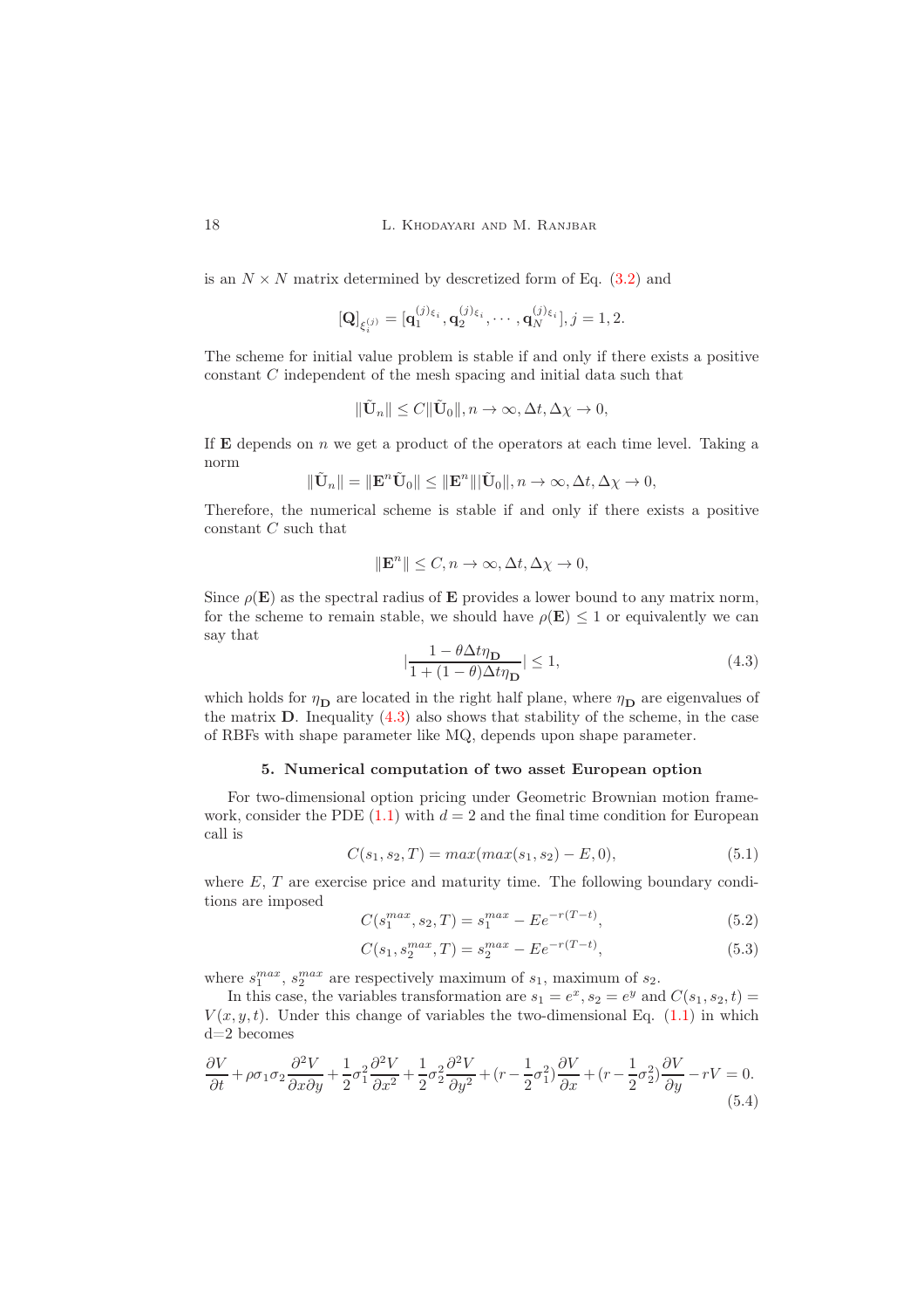is an $N \times N$ matrix determined by descretized form of Eq. (3.2) and

$$[\mathbf{Q}]_{\xi_i^{(j)}} = [\mathbf{q}_1^{(j)\xi_i}, \mathbf{q}_2^{(j)\xi_i}, \cdots, \mathbf{q}_N^{(j)\xi_i}], j = 1, 2.$$

The scheme for initial value problem is stable if and only if there exists a positive constant $C$ independent of the mesh spacing and initial data such that

$$\|\tilde{\mathbf{U}}_n\| \leq C \|\tilde{\mathbf{U}}_0\|, n \to \infty, \Delta t, \Delta\chi \to 0,$$

If $\mathbf{E}$ depends on $n$ we get a product of the operators at each time level. Taking a norm

$$\|\tilde{\mathbf{U}}_n\| = \|\mathbf{E}^n \tilde{\mathbf{U}}_0\| \leq \|\mathbf{E}^n\| \|\tilde{\mathbf{U}}_0\|, n \to \infty, \Delta t, \Delta\chi \to 0,$$

Therefore, the numerical scheme is stable if and only if there exists a positive constant $C$ such that

$$\|\mathbf{E}^n\| \leq C, n \to \infty, \Delta t, \Delta\chi \to 0,$$

Since $\rho(\mathbf{E})$ as the spectral radius of $\mathbf{E}$ provides a lower bound to any matrix norm, for the scheme to remain stable, we should have $\rho(\mathbf{E}) \leq 1$ or equivalently we can say that

$$\left|\frac{1 - \theta \Delta t \eta_{\mathbf{D}}}{1 + (1-\theta)\Delta t \eta_{\mathbf{D}}}\right| \leq 1, \tag{4.3}$$

which holds for $\eta_{\mathbf{D}}$ are located in the right half plane, where $\eta_{\mathbf{D}}$ are eigenvalues of the matrix $\mathbf{D}$. Inequality (4.3) also shows that stability of the scheme, in the case of RBFs with shape parameter like MQ, depends upon shape parameter.

## 5. Numerical computation of two asset European option

For two-dimensional option pricing under Geometric Brownian motion framework, consider the PDE (1.1) with $d = 2$ and the final time condition for European call is

$$C(s_1, s_2, T) = max(max(s_1, s_2) - E, 0), \tag{5.1}$$

where $E$, $T$ are exercise price and maturity time. The following boundary conditions are imposed

$$C(s_1^{max}, s_2, T) = s_1^{max} - Ee^{-r(T-t)}, \tag{5.2}$$

$$C(s_1, s_2^{max}, T) = s_2^{max} - Ee^{-r(T-t)}, \tag{5.3}$$

where $s_1^{max}$, $s_2^{max}$ are respectively maximum of $s_1$, maximum of $s_2$.

In this case, the variables transformation are $s_1 = e^x, s_2 = e^y$ and $C(s_1, s_2, t) = V(x, y, t)$. Under this change of variables the two-dimensional Eq. (1.1) in which d=2 becomes

$$\frac{\partial V}{\partial t} + \rho\sigma_1\sigma_2 \frac{\partial^2 V}{\partial x \partial y} + \frac{1}{2}\sigma_1^2 \frac{\partial^2 V}{\partial x^2} + \frac{1}{2}\sigma_2^2 \frac{\partial^2 V}{\partial y^2} + (r - \frac{1}{2}\sigma_1^2)\frac{\partial V}{\partial x} + (r - \frac{1}{2}\sigma_2^2)\frac{\partial V}{\partial y} - rV = 0. \tag{5.4}$$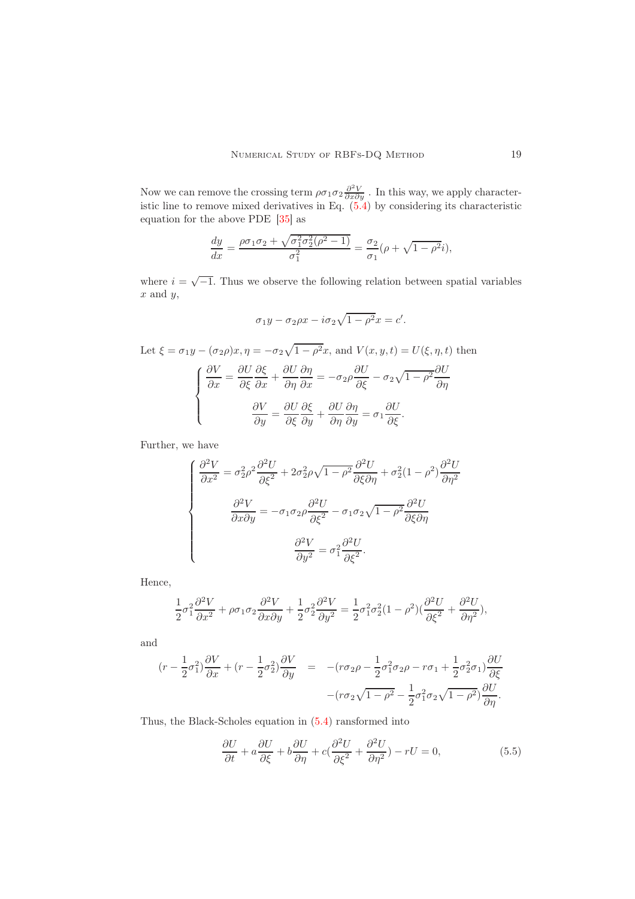Now we can remove the crossing term $\rho\sigma_1\sigma_2\frac{\partial^2 V}{\partial x\partial y}$ . In this way, we apply characteristic line to remove mixed derivatives in Eq. (5.4) by considering its characteristic equation for the above PDE [35] as

$$\frac{dy}{dx} = \frac{\rho\sigma_1\sigma_2 + \sqrt{\sigma_1^2\sigma_2^2(\rho^2-1)}}{\sigma_1^2} = \frac{\sigma_2}{\sigma_1}(\rho + \sqrt{1-\rho^2}i),$$

where $i = \sqrt{-1}$. Thus we observe the following relation between spatial variables $x$ and $y$,

$$\sigma_1 y - \sigma_2\rho x - i\sigma_2\sqrt{1-\rho^2}x = c'.$$

Let $\xi = \sigma_1 y - (\sigma_2\rho)x, \eta = -\sigma_2\sqrt{1-\rho^2}x$, and $V(x,y,t) = U(\xi,\eta,t)$ then

$$\begin{cases} \dfrac{\partial V}{\partial x} = \dfrac{\partial U}{\partial \xi}\dfrac{\partial \xi}{\partial x} + \dfrac{\partial U}{\partial \eta}\dfrac{\partial \eta}{\partial x} = -\sigma_2\rho\dfrac{\partial U}{\partial \xi} - \sigma_2\sqrt{1-\rho^2}\dfrac{\partial U}{\partial \eta} \\[2ex] \dfrac{\partial V}{\partial y} = \dfrac{\partial U}{\partial \xi}\dfrac{\partial \xi}{\partial y} + \dfrac{\partial U}{\partial \eta}\dfrac{\partial \eta}{\partial y} = \sigma_1\dfrac{\partial U}{\partial \xi}. \end{cases}$$

Further, we have

$$\begin{cases} \dfrac{\partial^2 V}{\partial x^2} = \sigma_2^2\rho^2\dfrac{\partial^2 U}{\partial \xi^2} + 2\sigma_2^2\rho\sqrt{1-\rho^2}\dfrac{\partial^2 U}{\partial \xi\partial \eta} + \sigma_2^2(1-\rho^2)\dfrac{\partial^2 U}{\partial \eta^2} \\[2ex] \dfrac{\partial^2 V}{\partial x\partial y} = -\sigma_1\sigma_2\rho\dfrac{\partial^2 U}{\partial \xi^2} - \sigma_1\sigma_2\sqrt{1-\rho^2}\dfrac{\partial^2 U}{\partial \xi\partial \eta} \\[2ex] \dfrac{\partial^2 V}{\partial y^2} = \sigma_1^2\dfrac{\partial^2 U}{\partial \xi^2}. \end{cases}$$

Hence,

$$\frac{1}{2}\sigma_1^2\frac{\partial^2 V}{\partial x^2} + \rho\sigma_1\sigma_2\frac{\partial^2 V}{\partial x\partial y} + \frac{1}{2}\sigma_2^2\frac{\partial^2 V}{\partial y^2} = \frac{1}{2}\sigma_1^2\sigma_2^2(1-\rho^2)(\frac{\partial^2 U}{\partial \xi^2} + \frac{\partial^2 U}{\partial \eta^2}),$$

and

$$\begin{aligned} (r - \frac{1}{2}\sigma_1^2)\frac{\partial V}{\partial x} + (r - \frac{1}{2}\sigma_2^2)\frac{\partial V}{\partial y} &= -(r\sigma_2\rho - \frac{1}{2}\sigma_1^2\sigma_2\rho - r\sigma_1 + \frac{1}{2}\sigma_2^2\sigma_1)\frac{\partial U}{\partial \xi} \\ &\quad -(r\sigma_2\sqrt{1-\rho^2} - \frac{1}{2}\sigma_1^2\sigma_2\sqrt{1-\rho^2})\frac{\partial U}{\partial \eta}. \end{aligned}$$

Thus, the Black-Scholes equation in (5.4) ransformed into

$$\frac{\partial U}{\partial t} + a\frac{\partial U}{\partial \xi} + b\frac{\partial U}{\partial \eta} + c(\frac{\partial^2 U}{\partial \xi^2} + \frac{\partial^2 U}{\partial \eta^2}) - rU = 0, \tag{5.5}$$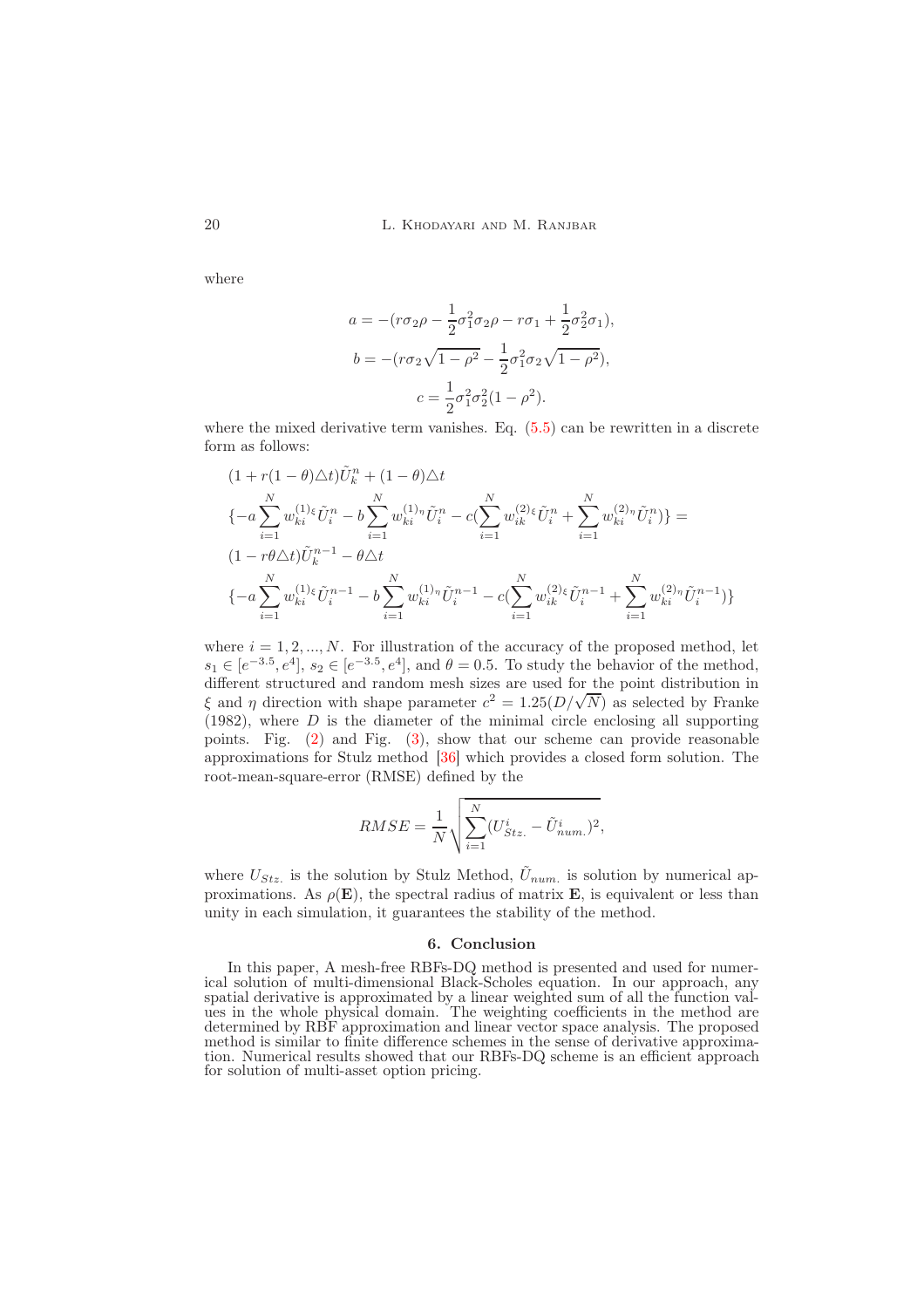where

$$a = -(r\sigma_2\rho - \frac{1}{2}\sigma_1^2\sigma_2\rho - r\sigma_1 + \frac{1}{2}\sigma_2^2\sigma_1),$$

$$b = -(r\sigma_2\sqrt{1-\rho^2} - \frac{1}{2}\sigma_1^2\sigma_2\sqrt{1-\rho^2}),$$

$$c = \frac{1}{2}\sigma_1^2\sigma_2^2(1-\rho^2).$$

where the mixed derivative term vanishes. Eq. (5.5) can be rewritten in a discrete form as follows:

$$
\begin{aligned}
&(1 + r(1-\theta)\triangle t)\tilde{U}_k^n + (1-\theta)\triangle t \\
&\{-a\sum_{i=1}^{N} w_{ki}^{(1)_\xi}\tilde{U}_i^n - b\sum_{i=1}^{N} w_{ki}^{(1)_\eta}\tilde{U}_i^n - c(\sum_{i=1}^{N} w_{ik}^{(2)_\xi}\tilde{U}_i^n + \sum_{i=1}^{N} w_{ki}^{(2)_\eta}\tilde{U}_i^n)\} = \\
&(1 - r\theta\triangle t)\tilde{U}_k^{n-1} - \theta\triangle t \\
&\{-a\sum_{i=1}^{N} w_{ki}^{(1)_\xi}\tilde{U}_i^{n-1} - b\sum_{i=1}^{N} w_{ki}^{(1)_\eta}\tilde{U}_i^{n-1} - c(\sum_{i=1}^{N} w_{ik}^{(2)_\xi}\tilde{U}_i^{n-1} + \sum_{i=1}^{N} w_{ki}^{(2)_\eta}\tilde{U}_i^{n-1})\}
\end{aligned}
$$

where $i = 1, 2, ..., N$. For illustration of the accuracy of the proposed method, let $s_1 \in [e^{-3.5}, e^4]$, $s_2 \in [e^{-3.5}, e^4]$, and $\theta = 0.5$. To study the behavior of the method, different structured and random mesh sizes are used for the point distribution in $\xi$ and $\eta$ direction with shape parameter $c^2 = 1.25(D/\sqrt{N})$ as selected by Franke (1982), where $D$ is the diameter of the minimal circle enclosing all supporting points. Fig. (2) and Fig. (3), show that our scheme can provide reasonable approximations for Stulz method [36] which provides a closed form solution. The root-mean-square-error (RMSE) defined by the

$$RMSE = \frac{1}{N}\sqrt{\sum_{i=1}^{N}(U_{Stz.}^i - \tilde{U}_{num.}^i)^2},$$

where $U_{Stz.}$ is the solution by Stulz Method, $\tilde{U}_{num.}$ is solution by numerical approximations. As $\rho(\mathbf{E})$, the spectral radius of matrix $\mathbf{E}$, is equivalent or less than unity in each simulation, it guarantees the stability of the method.

## 6. Conclusion

In this paper, A mesh-free RBFs-DQ method is presented and used for numerical solution of multi-dimensional Black-Scholes equation. In our approach, any spatial derivative is approximated by a linear weighted sum of all the function values in the whole physical domain. The weighting coefficients in the method are determined by RBF approximation and linear vector space analysis. The proposed method is similar to finite difference schemes in the sense of derivative approximation. Numerical results showed that our RBFs-DQ scheme is an efficient approach for solution of multi-asset option pricing.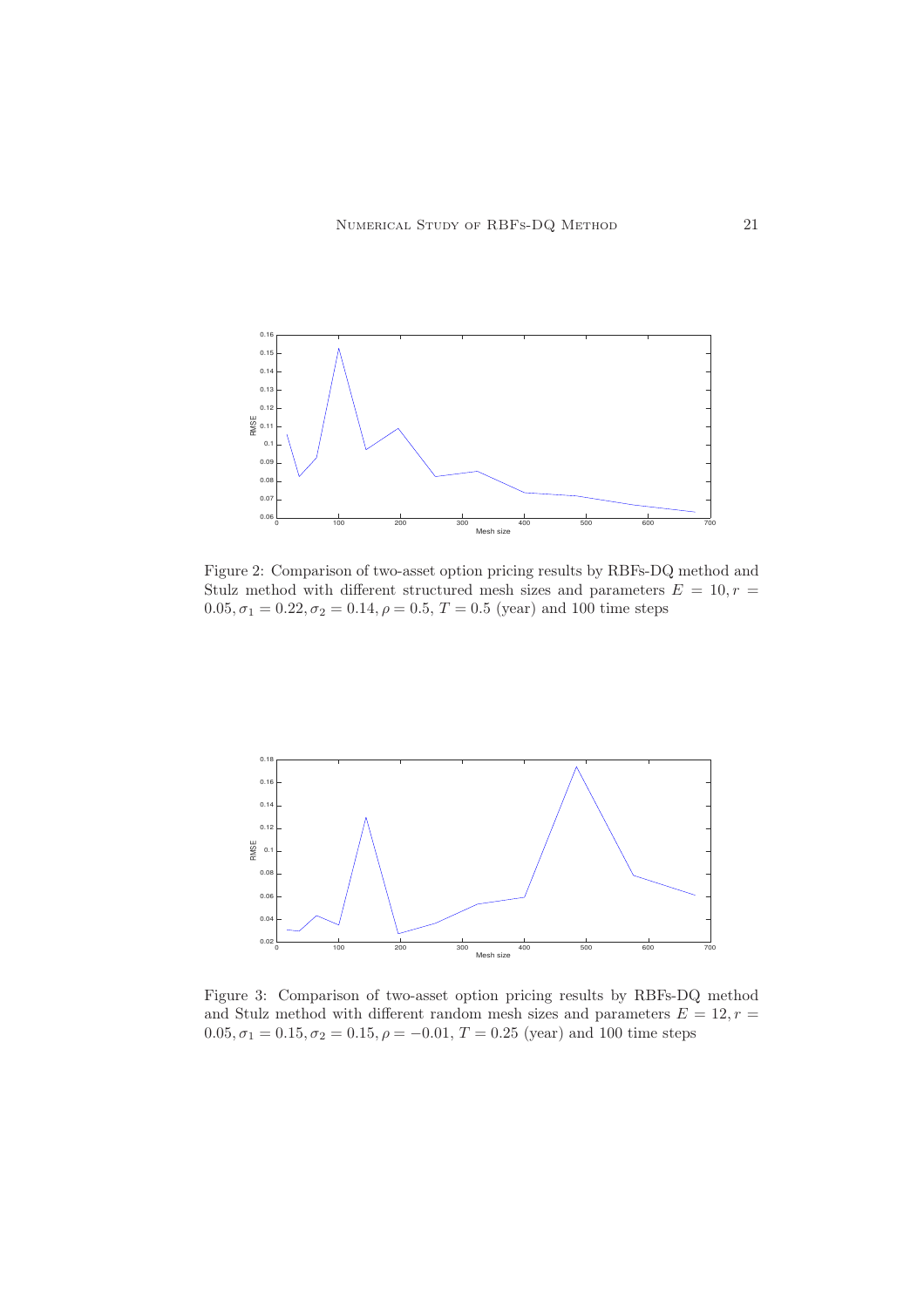Figure 2: Comparison of two-asset option pricing results by RBFs-DQ method and Stulz method with different structured mesh sizes and parameters $E = 10, r = 0.05, \sigma_1 = 0.22, \sigma_2 = 0.14, \rho = 0.5$, $T = 0.5$ (year) and 100 time steps

Figure 3: Comparison of two-asset option pricing results by RBFs-DQ method and Stulz method with different random mesh sizes and parameters $E = 12, r = 0.05, \sigma_1 = 0.15, \sigma_2 = 0.15, \rho = -0.01$, $T = 0.25$ (year) and 100 time steps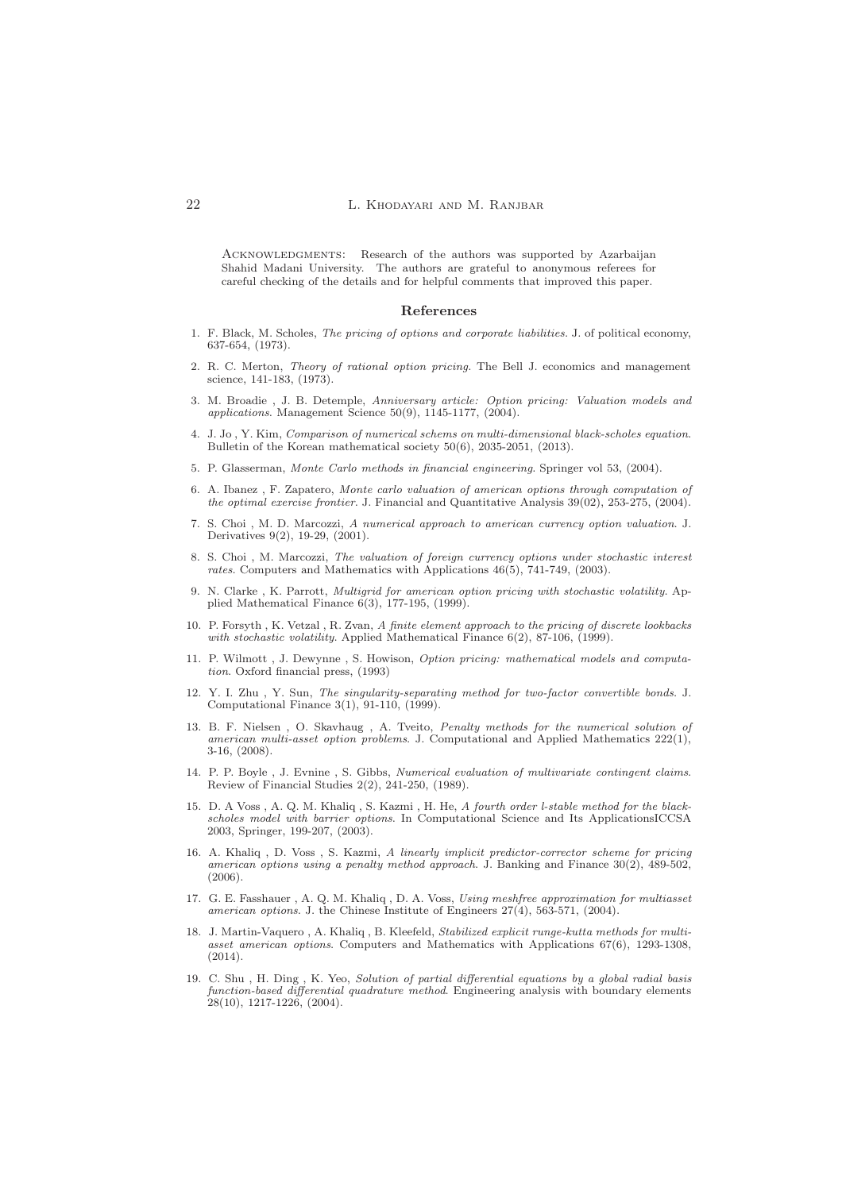Acknowledgments: Research of the authors was supported by Azarbaijan Shahid Madani University. The authors are grateful to anonymous referees for careful checking of the details and for helpful comments that improved this paper.

## References

1. F. Black, M. Scholes, *The pricing of options and corporate liabilities*. J. of political economy, 637-654, (1973).
2. R. C. Merton, *Theory of rational option pricing*. The Bell J. economics and management science, 141-183, (1973).
3. M. Broadie , J. B. Detemple, *Anniversary article: Option pricing: Valuation models and applications*. Management Science 50(9), 1145-1177, (2004).
4. J. Jo , Y. Kim, *Comparison of numerical schems on multi-dimensional black-scholes equation*. Bulletin of the Korean mathematical society 50(6), 2035-2051, (2013).
5. P. Glasserman, *Monte Carlo methods in financial engineering*. Springer vol 53, (2004).
6. A. Ibanez , F. Zapatero, *Monte carlo valuation of american options through computation of the optimal exercise frontier*. J. Financial and Quantitative Analysis 39(02), 253-275, (2004).
7. S. Choi , M. D. Marcozzi, *A numerical approach to american currency option valuation*. J. Derivatives 9(2), 19-29, (2001).
8. S. Choi , M. Marcozzi, *The valuation of foreign currency options under stochastic interest rates*. Computers and Mathematics with Applications 46(5), 741-749, (2003).
9. N. Clarke , K. Parrott, *Multigrid for american option pricing with stochastic volatility*. Applied Mathematical Finance 6(3), 177-195, (1999).
10. P. Forsyth , K. Vetzal , R. Zvan, *A finite element approach to the pricing of discrete lookbacks with stochastic volatility*. Applied Mathematical Finance 6(2), 87-106, (1999).
11. P. Wilmott , J. Dewynne , S. Howison, *Option pricing: mathematical models and computation*. Oxford financial press, (1993)
12. Y. I. Zhu , Y. Sun, *The singularity-separating method for two-factor convertible bonds*. J. Computational Finance 3(1), 91-110, (1999).
13. B. F. Nielsen , O. Skavhaug , A. Tveito, *Penalty methods for the numerical solution of american multi-asset option problems*. J. Computational and Applied Mathematics 222(1), 3-16, (2008).
14. P. P. Boyle , J. Evnine , S. Gibbs, *Numerical evaluation of multivariate contingent claims*. Review of Financial Studies 2(2), 241-250, (1989).
15. D. A Voss , A. Q. M. Khaliq , S. Kazmi , H. He, *A fourth order l-stable method for the black-scholes model with barrier options*. In Computational Science and Its ApplicationsICCSA 2003, Springer, 199-207, (2003).
16. A. Khaliq , D. Voss , S. Kazmi, *A linearly implicit predictor-corrector scheme for pricing american options using a penalty method approach*. J. Banking and Finance 30(2), 489-502, (2006).
17. G. E. Fasshauer , A. Q. M. Khaliq , D. A. Voss, *Using meshfree approximation for multiasset american options*. J. the Chinese Institute of Engineers 27(4), 563-571, (2004).
18. J. Martin-Vaquero , A. Khaliq , B. Kleefeld, *Stabilized explicit runge-kutta methods for multi-asset american options*. Computers and Mathematics with Applications 67(6), 1293-1308, (2014).
19. C. Shu , H. Ding , K. Yeo, *Solution of partial differential equations by a global radial basis function-based differential quadrature method*. Engineering analysis with boundary elements 28(10), 1217-1226, (2004).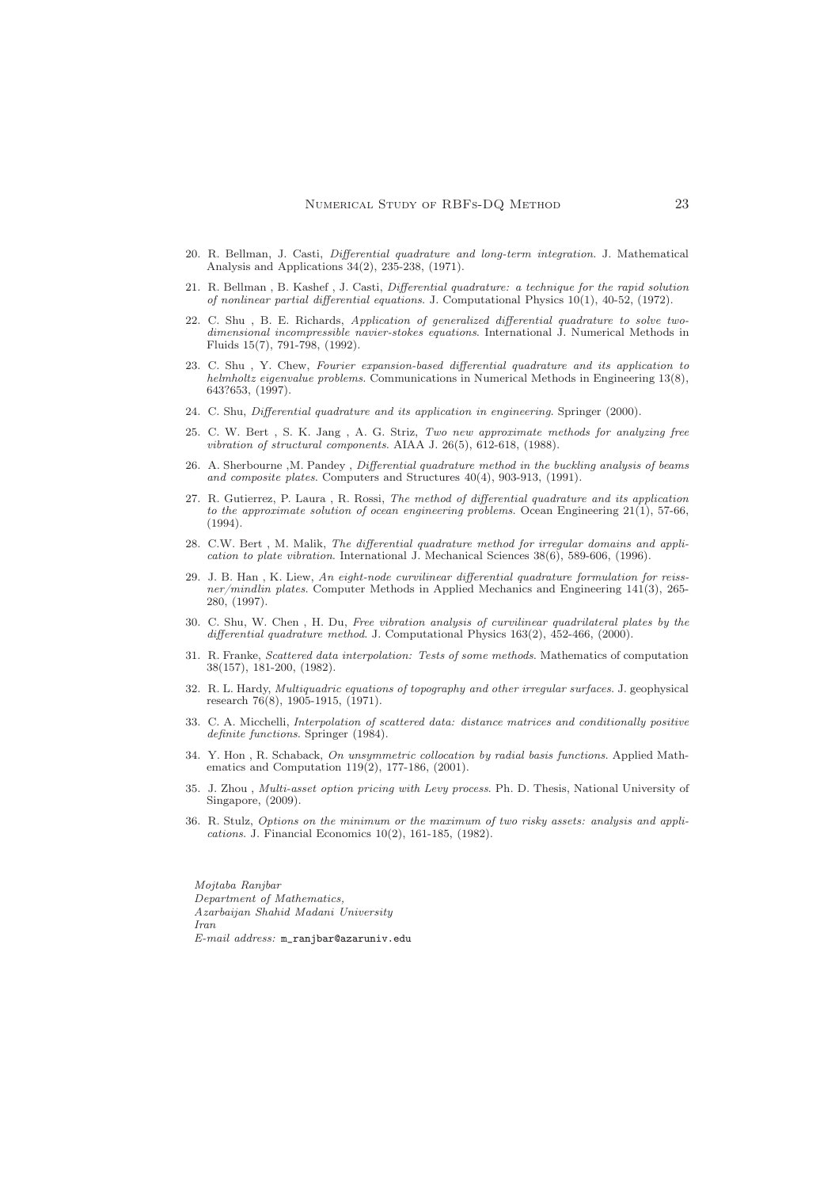20. R. Bellman, J. Casti, *Differential quadrature and long-term integration*. J. Mathematical Analysis and Applications 34(2), 235-238, (1971).

21. R. Bellman , B. Kashef , J. Casti, *Differential quadrature: a technique for the rapid solution of nonlinear partial differential equations*. J. Computational Physics 10(1), 40-52, (1972).

22. C. Shu , B. E. Richards, *Application of generalized differential quadrature to solve two-dimensional incompressible navier-stokes equations*. International J. Numerical Methods in Fluids 15(7), 791-798, (1992).

23. C. Shu , Y. Chew, *Fourier expansion-based differential quadrature and its application to helmholtz eigenvalue problems*. Communications in Numerical Methods in Engineering 13(8), 643?653, (1997).

24. C. Shu, *Differential quadrature and its application in engineering*. Springer (2000).

25. C. W. Bert , S. K. Jang , A. G. Striz, *Two new approximate methods for analyzing free vibration of structural components*. AIAA J. 26(5), 612-618, (1988).

26. A. Sherbourne ,M. Pandey , *Differential quadrature method in the buckling analysis of beams and composite plates*. Computers and Structures 40(4), 903-913, (1991).

27. R. Gutierrez, P. Laura , R. Rossi, *The method of differential quadrature and its application to the approximate solution of ocean engineering problems*. Ocean Engineering 21(1), 57-66, (1994).

28. C.W. Bert , M. Malik, *The differential quadrature method for irregular domains and application to plate vibration*. International J. Mechanical Sciences 38(6), 589-606, (1996).

29. J. B. Han , K. Liew, *An eight-node curvilinear differential quadrature formulation for reissner/mindlin plates*. Computer Methods in Applied Mechanics and Engineering 141(3), 265-280, (1997).

30. C. Shu, W. Chen , H. Du, *Free vibration analysis of curvilinear quadrilateral plates by the differential quadrature method*. J. Computational Physics 163(2), 452-466, (2000).

31. R. Franke, *Scattered data interpolation: Tests of some methods*. Mathematics of computation 38(157), 181-200, (1982).

32. R. L. Hardy, *Multiquadric equations of topography and other irregular surfaces*. J. geophysical research 76(8), 1905-1915, (1971).

33. C. A. Micchelli, *Interpolation of scattered data: distance matrices and conditionally positive definite functions*. Springer (1984).

34. Y. Hon , R. Schaback, *On unsymmetric collocation by radial basis functions*. Applied Mathematics and Computation 119(2), 177-186, (2001).

35. J. Zhou , *Multi-asset option pricing with Levy process*. Ph. D. Thesis, National University of Singapore, (2009).

36. R. Stulz, *Options on the minimum or the maximum of two risky assets: analysis and applications*. J. Financial Economics 10(2), 161-185, (1982).

*Mojtaba Ranjbar*
*Department of Mathematics,*
*Azarbaijan Shahid Madani University*
*Iran*
*E-mail address:* m_ranjbar@azaruniv.edu